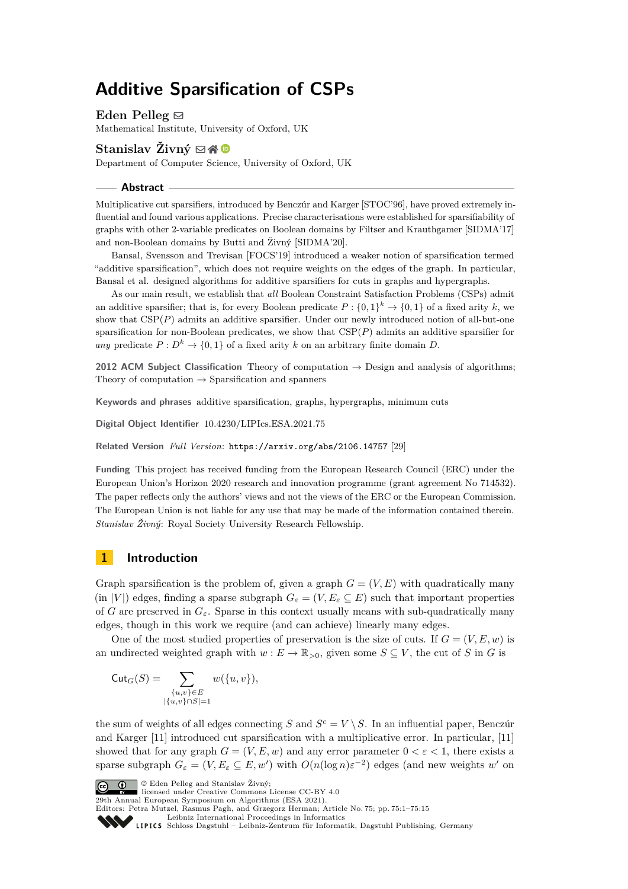# Additive Sparsification of CSPs

**Eden Pelleg**

Mathematical Institute, University of Oxford, UK

**Stanislav Živný**

Department of Computer Science, University of Oxford, UK

## Abstract

Multiplicative cut sparsifiers, introduced by Benczúr and Karger [STOC'96], have proved extremely influential and found various applications. Precise characterisations were established for sparsifiability of graphs with other 2-variable predicates on Boolean domains by Filtser and Krauthgamer [SIDMA'17] and non-Boolean domains by Butti and Živný [SIDMA'20].

Bansal, Svensson and Trevisan [FOCS'19] introduced a weaker notion of sparsification termed "additive sparsification", which does not require weights on the edges of the graph. In particular, Bansal et al. designed algorithms for additive sparsifiers for cuts in graphs and hypergraphs.

As our main result, we establish that *all* Boolean Constraint Satisfaction Problems (CSPs) admit an additive sparsifier; that is, for every Boolean predicate $P : \{0,1\}^k \to \{0,1\}$ of a fixed arity $k$, we show that $\mathrm{CSP}(P)$ admits an additive sparsifier. Under our newly introduced notion of all-but-one sparsification for non-Boolean predicates, we show that $\mathrm{CSP}(P)$ admits an additive sparsifier for *any* predicate $P : D^k \to \{0,1\}$ of a fixed arity $k$ on an arbitrary finite domain $D$.

**2012 ACM Subject Classification** Theory of computation → Design and analysis of algorithms; Theory of computation → Sparsification and spanners

**Keywords and phrases** additive sparsification, graphs, hypergraphs, minimum cuts

**Digital Object Identifier** 10.4230/LIPIcs.ESA.2021.75

**Related Version** *Full Version*: https://arxiv.org/abs/2106.14757 [29]

**Funding** This project has received funding from the European Research Council (ERC) under the European Union's Horizon 2020 research and innovation programme (grant agreement No 714532). The paper reflects only the authors' views and not the views of the ERC or the European Commission. The European Union is not liable for any use that may be made of the information contained therein. *Stanislav Živný*: Royal Society University Research Fellowship.

## 1 Introduction

Graph sparsification is the problem of, given a graph $G = (V, E)$ with quadratically many (in $|V|$) edges, finding a sparse subgraph $G_\varepsilon = (V, E_\varepsilon \subseteq E)$ such that important properties of $G$ are preserved in $G_\varepsilon$. Sparse in this context usually means with sub-quadratically many edges, though in this work we require (and can achieve) linearly many edges.

One of the most studied properties of preservation is the size of cuts. If $G = (V, E, w)$ is an undirected weighted graph with $w : E \to \mathbb{R}_{>0}$, given some $S \subseteq V$, the cut of $S$ in $G$ is

$$\mathsf{Cut}_G(S) = \sum_{\substack{\{u,v\} \in E \\ |\{u,v\} \cap S| = 1}} w(\{u, v\}),$$

the sum of weights of all edges connecting $S$ and $S^c = V \setminus S$. In an influential paper, Benczúr and Karger [11] introduced cut sparsification with a multiplicative error. In particular, [11] showed that for any graph $G = (V, E, w)$ and any error parameter $0 < \varepsilon < 1$, there exists a sparse subgraph $G_\varepsilon = (V, E_\varepsilon \subseteq E, w')$ with $O(n(\log n)\varepsilon^{-2})$ edges (and new weights $w'$ on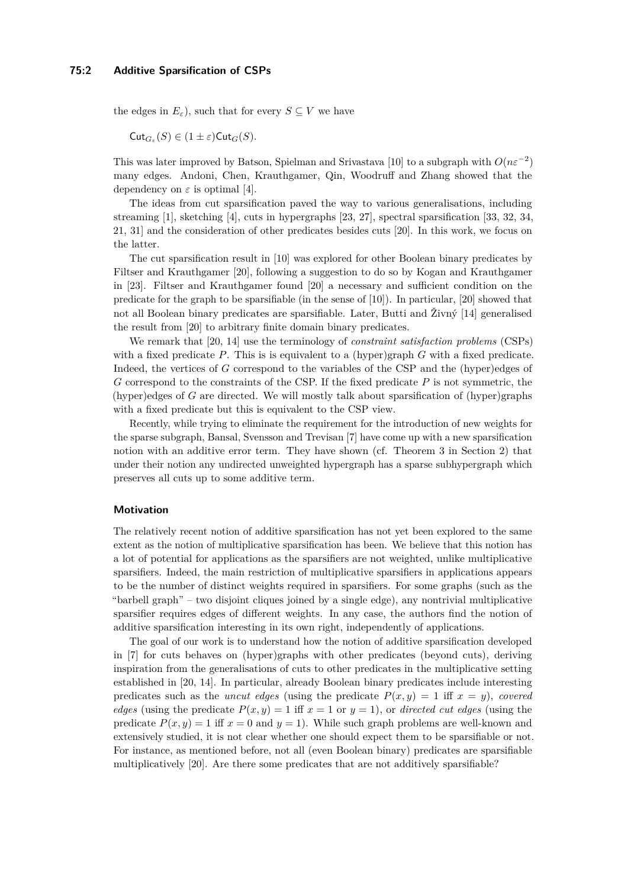the edges in $E_\varepsilon$), such that for every $S \subseteq V$ we have

$$\mathsf{Cut}_{G_\varepsilon}(S) \in (1 \pm \varepsilon)\mathsf{Cut}_G(S).$$

This was later improved by Batson, Spielman and Srivastava [10] to a subgraph with $O(n\varepsilon^{-2})$ many edges. Andoni, Chen, Krauthgamer, Qin, Woodruff and Zhang showed that the dependency on $\varepsilon$ is optimal [4].

The ideas from cut sparsification paved the way to various generalisations, including streaming [1], sketching [4], cuts in hypergraphs [23, 27], spectral sparsification [33, 32, 34, 21, 31] and the consideration of other predicates besides cuts [20]. In this work, we focus on the latter.

The cut sparsification result in [10] was explored for other Boolean binary predicates by Filtser and Krauthgamer [20], following a suggestion to do so by Kogan and Krauthgamer in [23]. Filtser and Krauthgamer found [20] a necessary and sufficient condition on the predicate for the graph to be sparsifiable (in the sense of [10]). In particular, [20] showed that not all Boolean binary predicates are sparsifiable. Later, Butti and Živný [14] generalised the result from [20] to arbitrary finite domain binary predicates.

We remark that [20, 14] use the terminology of *constraint satisfaction problems* (CSPs) with a fixed predicate $P$. This is is equivalent to a (hyper)graph $G$ with a fixed predicate. Indeed, the vertices of $G$ correspond to the variables of the CSP and the (hyper)edges of $G$ correspond to the constraints of the CSP. If the fixed predicate $P$ is not symmetric, the (hyper)edges of $G$ are directed. We will mostly talk about sparsification of (hyper)graphs with a fixed predicate but this is equivalent to the CSP view.

Recently, while trying to eliminate the requirement for the introduction of new weights for the sparse subgraph, Bansal, Svensson and Trevisan [7] have come up with a new sparsification notion with an additive error term. They have shown (cf. Theorem 3 in Section 2) that under their notion any undirected unweighted hypergraph has a sparse subhypergraph which preserves all cuts up to some additive term.

### Motivation

The relatively recent notion of additive sparsification has not yet been explored to the same extent as the notion of multiplicative sparsification has been. We believe that this notion has a lot of potential for applications as the sparsifiers are not weighted, unlike multiplicative sparsifiers. Indeed, the main restriction of multiplicative sparsifiers in applications appears to be the number of distinct weights required in sparsifiers. For some graphs (such as the "barbell graph" – two disjoint cliques joined by a single edge), any nontrivial multiplicative sparsifier requires edges of different weights. In any case, the authors find the notion of additive sparsification interesting in its own right, independently of applications.

The goal of our work is to understand how the notion of additive sparsification developed in [7] for cuts behaves on (hyper)graphs with other predicates (beyond cuts), deriving inspiration from the generalisations of cuts to other predicates in the multiplicative setting established in [20, 14]. In particular, already Boolean binary predicates include interesting predicates such as the *uncut edges* (using the predicate $P(x, y) = 1$ iff $x = y$), *covered edges* (using the predicate $P(x, y) = 1$ iff $x = 1$ or $y = 1$), or *directed cut edges* (using the predicate $P(x, y) = 1$ iff $x = 0$ and $y = 1$). While such graph problems are well-known and extensively studied, it is not clear whether one should expect them to be sparsifiable or not. For instance, as mentioned before, not all (even Boolean binary) predicates are sparsifiable multiplicatively [20]. Are there some predicates that are not additively sparsifiable?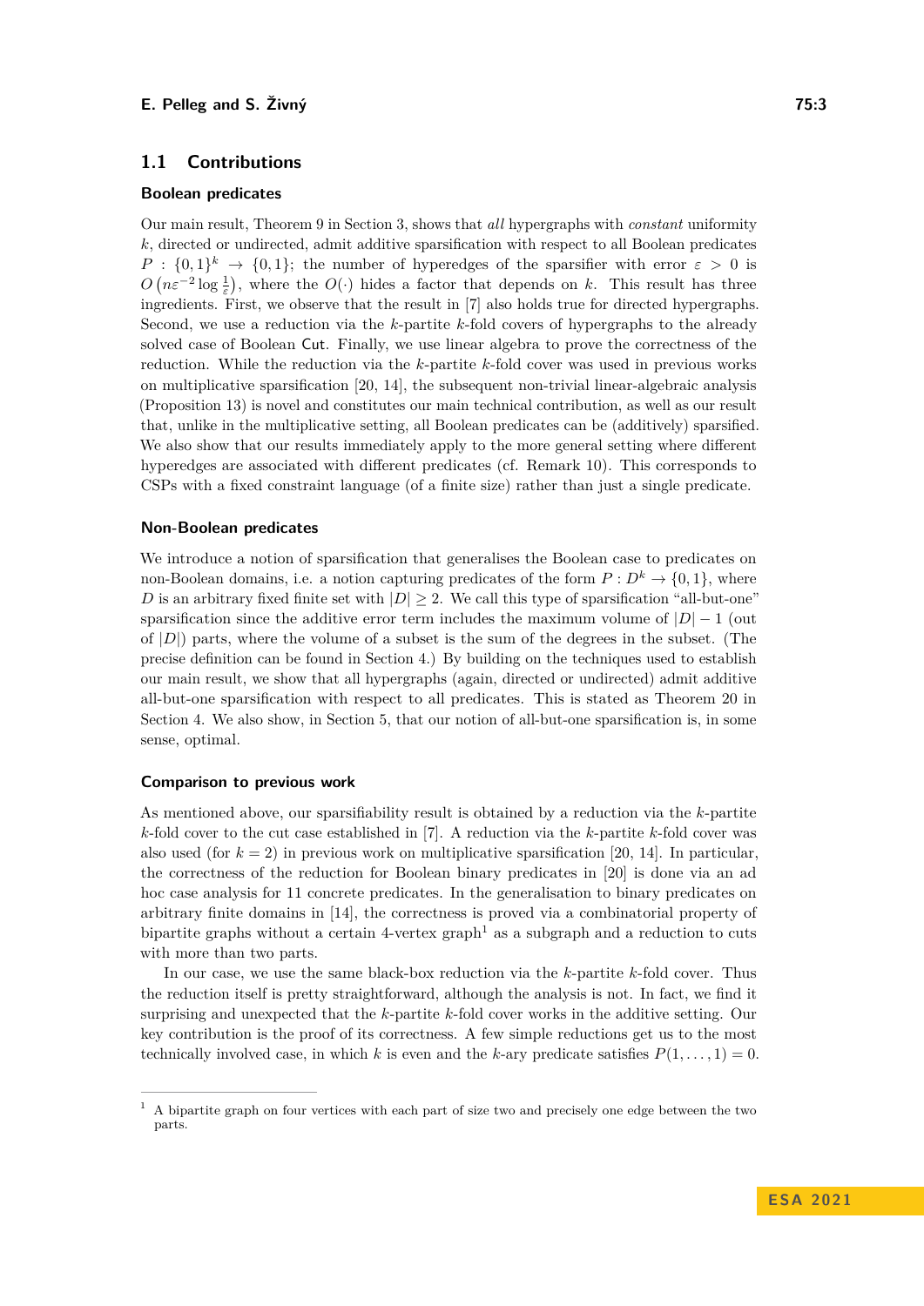## 1.1 Contributions

### Boolean predicates

Our main result, Theorem 9 in Section 3, shows that *all* hypergraphs with *constant* uniformity $k$, directed or undirected, admit additive sparsification with respect to all Boolean predicates $P : \{0,1\}^k \to \{0,1\}$; the number of hyperedges of the sparsifier with error $\varepsilon > 0$ is $O\left(n\varepsilon^{-2}\log\frac{1}{\varepsilon}\right)$, where the $O(\cdot)$ hides a factor that depends on $k$. This result has three ingredients. First, we observe that the result in [7] also holds true for directed hypergraphs. Second, we use a reduction via the $k$-partite $k$-fold covers of hypergraphs to the already solved case of Boolean Cut. Finally, we use linear algebra to prove the correctness of the reduction. While the reduction via the $k$-partite $k$-fold cover was used in previous works on multiplicative sparsification [20, 14], the subsequent non-trivial linear-algebraic analysis (Proposition 13) is novel and constitutes our main technical contribution, as well as our result that, unlike in the multiplicative setting, all Boolean predicates can be (additively) sparsified. We also show that our results immediately apply to the more general setting where different hyperedges are associated with different predicates (cf. Remark 10). This corresponds to CSPs with a fixed constraint language (of a finite size) rather than just a single predicate.

### Non-Boolean predicates

We introduce a notion of sparsification that generalises the Boolean case to predicates on non-Boolean domains, i.e. a notion capturing predicates of the form $P : D^k \to \{0,1\}$, where $D$ is an arbitrary fixed finite set with $|D| \geq 2$. We call this type of sparsification "all-but-one" sparsification since the additive error term includes the maximum volume of $|D|-1$ (out of $|D|$) parts, where the volume of a subset is the sum of the degrees in the subset. (The precise definition can be found in Section 4.) By building on the techniques used to establish our main result, we show that all hypergraphs (again, directed or undirected) admit additive all-but-one sparsification with respect to all predicates. This is stated as Theorem 20 in Section 4. We also show, in Section 5, that our notion of all-but-one sparsification is, in some sense, optimal.

### Comparison to previous work

As mentioned above, our sparsifiability result is obtained by a reduction via the $k$-partite $k$-fold cover to the cut case established in [7]. A reduction via the $k$-partite $k$-fold cover was also used (for $k = 2$) in previous work on multiplicative sparsification [20, 14]. In particular, the correctness of the reduction for Boolean binary predicates in [20] is done via an ad hoc case analysis for 11 concrete predicates. In the generalisation to binary predicates on arbitrary finite domains in [14], the correctness is proved via a combinatorial property of bipartite graphs without a certain 4-vertex graph[1] as a subgraph and a reduction to cuts with more than two parts.

In our case, we use the same black-box reduction via the $k$-partite $k$-fold cover. Thus the reduction itself is pretty straightforward, although the analysis is not. In fact, we find it surprising and unexpected that the $k$-partite $k$-fold cover works in the additive setting. Our key contribution is the proof of its correctness. A few simple reductions get us to the most technically involved case, in which $k$ is even and the $k$-ary predicate satisfies $P(1,\ldots,1) = 0$.

---

[1] A bipartite graph on four vertices with each part of size two and precisely one edge between the two parts.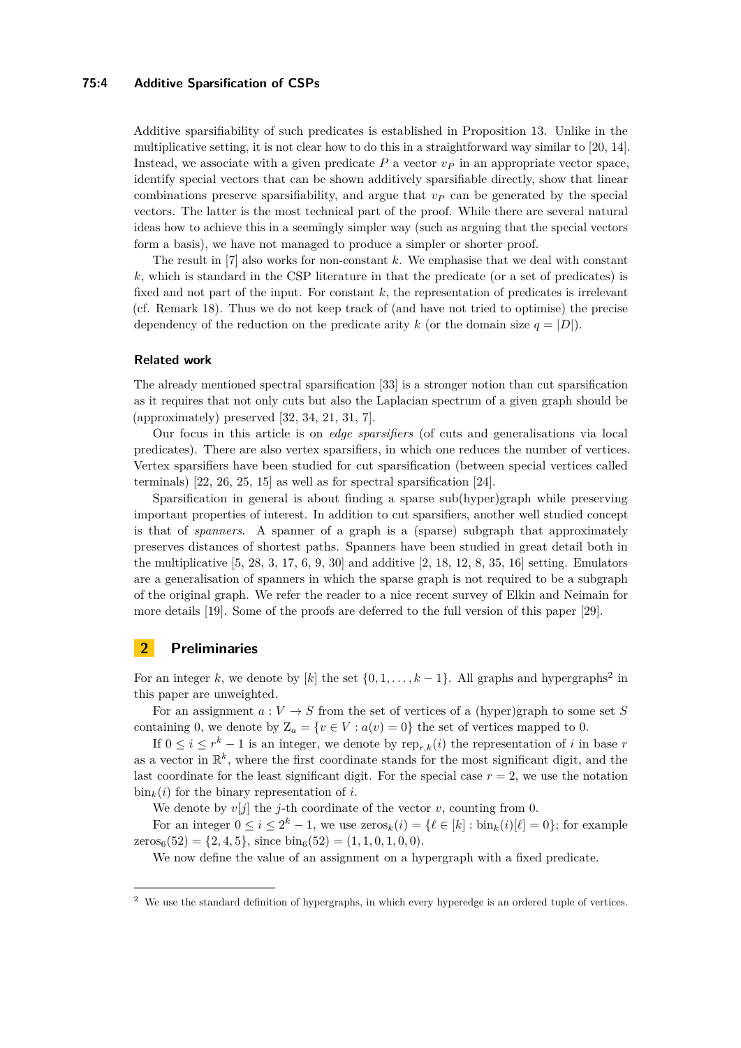Additive sparsifiability of such predicates is established in Proposition 13. Unlike in the multiplicative setting, it is not clear how to do this in a straightforward way similar to [20, 14]. Instead, we associate with a given predicate $P$ a vector $v_P$ in an appropriate vector space, identify special vectors that can be shown additively sparsifiable directly, show that linear combinations preserve sparsifiability, and argue that $v_P$ can be generated by the special vectors. The latter is the most technical part of the proof. While there are several natural ideas how to achieve this in a seemingly simpler way (such as arguing that the special vectors form a basis), we have not managed to produce a simpler or shorter proof.

The result in [7] also works for non-constant $k$. We emphasise that we deal with constant $k$, which is standard in the CSP literature in that the predicate (or a set of predicates) is fixed and not part of the input. For constant $k$, the representation of predicates is irrelevant (cf. Remark 18). Thus we do not keep track of (and have not tried to optimise) the precise dependency of the reduction on the predicate arity $k$ (or the domain size $q = |D|$).

### Related work

The already mentioned spectral sparsification [33] is a stronger notion than cut sparsification as it requires that not only cuts but also the Laplacian spectrum of a given graph should be (approximately) preserved [32, 34, 21, 31, 7].

Our focus in this article is on *edge sparsifiers* (of cuts and generalisations via local predicates). There are also vertex sparsifiers, in which one reduces the number of vertices. Vertex sparsifiers have been studied for cut sparsification (between special vertices called terminals) [22, 26, 25, 15] as well as for spectral sparsification [24].

Sparsification in general is about finding a sparse sub(hyper)graph while preserving important properties of interest. In addition to cut sparsifiers, another well studied concept is that of *spanners*. A spanner of a graph is a (sparse) subgraph that approximately preserves distances of shortest paths. Spanners have been studied in great detail both in the multiplicative [5, 28, 3, 17, 6, 9, 30] and additive [2, 18, 12, 8, 35, 16] setting. Emulators are a generalisation of spanners in which the sparse graph is not required to be a subgraph of the original graph. We refer the reader to a nice recent survey of Elkin and Neimain for more details [19]. Some of the proofs are deferred to the full version of this paper [29].

## 2 Preliminaries

For an integer $k$, we denote by $[k]$ the set $\{0, 1, \dots, k-1\}$. All graphs and hypergraphs[2] in this paper are unweighted.

For an assignment $a : V \to S$ from the set of vertices of a (hyper)graph to some set $S$ containing 0, we denote by $\mathrm{Z}_a = \{v \in V : a(v) = 0\}$ the set of vertices mapped to 0.

If $0 \leq i \leq r^k - 1$ is an integer, we denote by $\mathrm{rep}_{r,k}(i)$ the representation of $i$ in base $r$ as a vector in $\mathbb{R}^k$, where the first coordinate stands for the most significant digit, and the last coordinate for the least significant digit. For the special case $r = 2$, we use the notation $\mathrm{bin}_k(i)$ for the binary representation of $i$.

We denote by $v[j]$ the $j$-th coordinate of the vector $v$, counting from 0.

For an integer $0 \leq i \leq 2^k - 1$, we use $\mathrm{zeros}_k(i) = \{\ell \in [k] : \mathrm{bin}_k(i)[\ell] = 0\}$; for example $\mathrm{zeros}_6(52) = \{2, 4, 5\}$, since $\mathrm{bin}_6(52) = (1, 1, 0, 1, 0, 0)$.

We now define the value of an assignment on a hypergraph with a fixed predicate.

---

[2] We use the standard definition of hypergraphs, in which every hyperedge is an ordered tuple of vertices.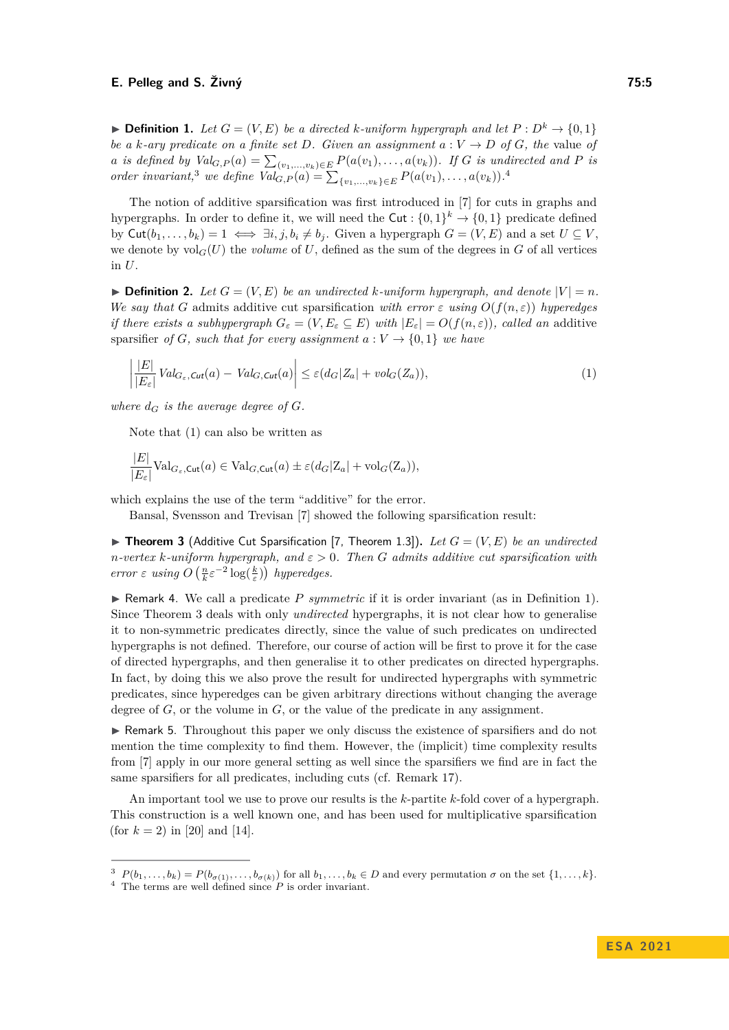▶ **Definition 1.** *Let $G = (V, E)$ be a directed $k$-uniform hypergraph and let $P : D^k \to \{0, 1\}$ be a $k$-ary predicate on a finite set $D$. Given an assignment $a : V \to D$ of $G$, the* value *of $a$ is defined by $Val_{G,P}(a) = \sum_{(v_1,\ldots,v_k)\in E} P(a(v_1), \ldots, a(v_k))$. If $G$ is undirected and $P$ is order invariant,*[3] *we define $Val_{G,P}(a) = \sum_{\{v_1,\ldots,v_k\}\in E} P(a(v_1), \ldots, a(v_k))$.*[4]

The notion of additive sparsification was first introduced in [7] for cuts in graphs and hypergraphs. In order to define it, we will need the $\mathsf{Cut} : \{0, 1\}^k \to \{0, 1\}$ predicate defined by $\mathsf{Cut}(b_1, \ldots, b_k) = 1 \iff \exists i, j, b_i \neq b_j$. Given a hypergraph $G = (V, E)$ and a set $U \subseteq V$, we denote by $\mathrm{vol}_G(U)$ the *volume* of $U$, defined as the sum of the degrees in $G$ of all vertices in $U$.

▶ **Definition 2.** *Let $G = (V, E)$ be an undirected $k$-uniform hypergraph, and denote $|V| = n$. We say that $G$* admits additive cut sparsification *with error $\varepsilon$ using $O(f(n, \varepsilon))$ hyperedges if there exists a subhypergraph $G_\varepsilon = (V, E_\varepsilon \subseteq E)$ with $|E_\varepsilon| = O(f(n, \varepsilon))$, called an* additive sparsifier *of $G$, such that for every assignment $a : V \to \{0, 1\}$ we have*

$$\left| \frac{|E|}{|E_\varepsilon|} Val_{G_\varepsilon,\mathsf{Cut}}(a) - Val_{G,\mathsf{Cut}}(a) \right| \leq \varepsilon(d_G|Z_a| + vol_G(Z_a)), \tag{1}$$

*where $d_G$ is the average degree of $G$.*

Note that (1) can also be written as

$$\frac{|E|}{|E_\varepsilon|}\mathrm{Val}_{G_\varepsilon,\mathsf{Cut}}(a) \in \mathrm{Val}_{G,\mathsf{Cut}}(a) \pm \varepsilon(d_G|\mathrm{Z}_a| + \mathrm{vol}_G(\mathrm{Z}_a)),$$

which explains the use of the term “additive” for the error.

Bansal, Svensson and Trevisan [7] showed the following sparsification result:

▶ **Theorem 3** (Additive Cut Sparsification [7, Theorem 1.3]). *Let $G = (V, E)$ be an undirected $n$-vertex $k$-uniform hypergraph, and $\varepsilon > 0$. Then $G$ admits additive cut sparsification with error $\varepsilon$ using $O\left(\frac{n}{k}\varepsilon^{-2}\log(\frac{k}{\varepsilon})\right)$ hyperedges.*

▶ Remark 4. We call a predicate $P$ *symmetric* if it is order invariant (as in Definition 1). Since Theorem 3 deals with only *undirected* hypergraphs, it is not clear how to generalise it to non-symmetric predicates directly, since the value of such predicates on undirected hypergraphs is not defined. Therefore, our course of action will be first to prove it for the case of directed hypergraphs, and then generalise it to other predicates on directed hypergraphs. In fact, by doing this we also prove the result for undirected hypergraphs with symmetric predicates, since hyperedges can be given arbitrary directions without changing the average degree of $G$, or the volume in $G$, or the value of the predicate in any assignment.

▶ Remark 5. Throughout this paper we only discuss the existence of sparsifiers and do not mention the time complexity to find them. However, the (implicit) time complexity results from [7] apply in our more general setting as well since the sparsifiers we find are in fact the same sparsifiers for all predicates, including cuts (cf. Remark 17).

An important tool we use to prove our results is the $k$-partite $k$-fold cover of a hypergraph. This construction is a well known one, and has been used for multiplicative sparsification (for $k = 2$) in [20] and [14].

---

[3] $P(b_1, \ldots, b_k) = P(b_{\sigma(1)}, \ldots, b_{\sigma(k)})$ for all $b_1, \ldots, b_k \in D$ and every permutation $\sigma$ on the set $\{1, \ldots, k\}$.

[4] The terms are well defined since $P$ is order invariant.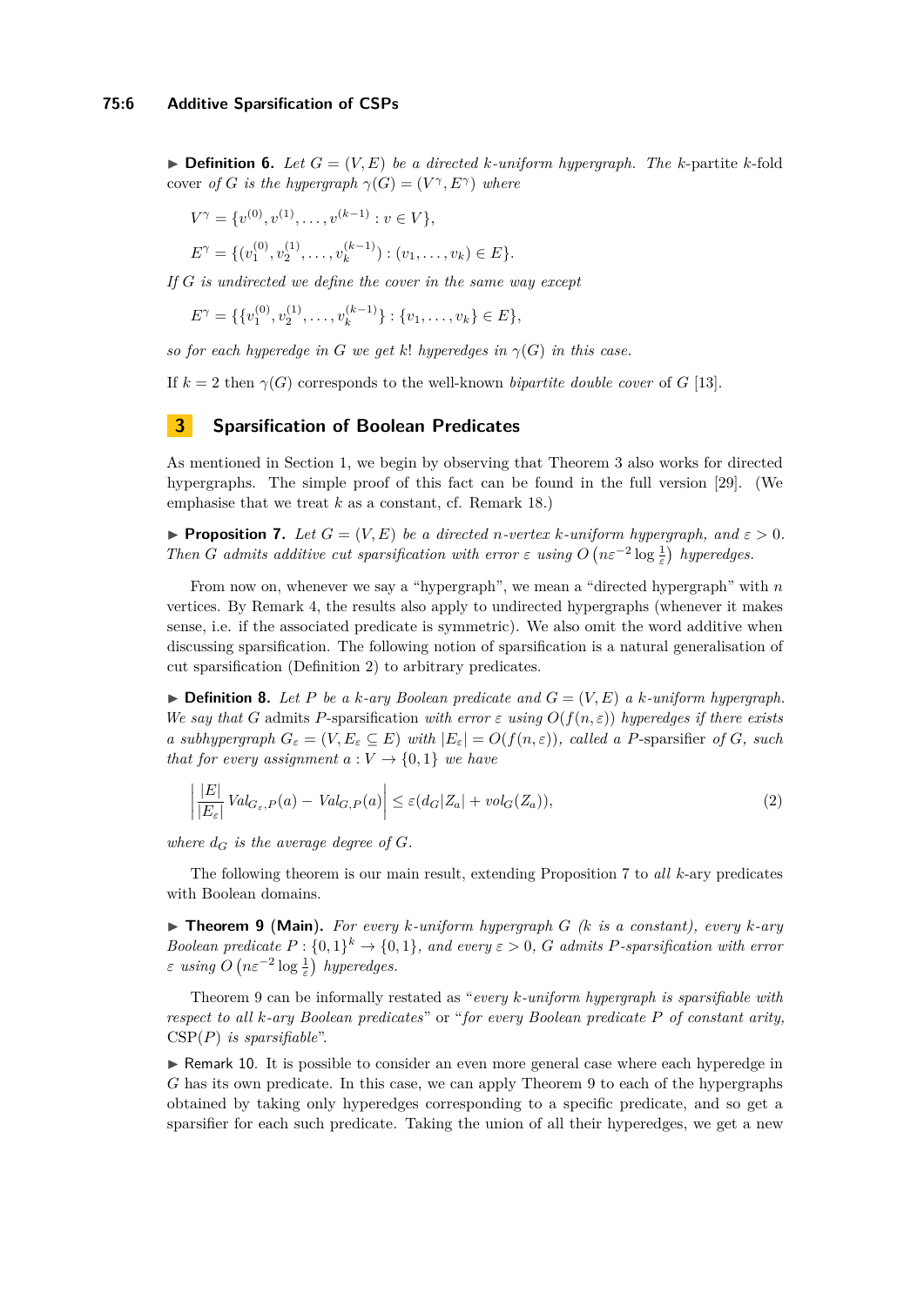▶ **Definition 6.** *Let $G = (V, E)$ be a directed $k$-uniform hypergraph. The* $k$-partite $k$-fold cover *of $G$ is the hypergraph $\gamma(G) = (V^\gamma, E^\gamma)$ where*

$$V^\gamma = \{v^{(0)}, v^{(1)}, \dots, v^{(k-1)} : v \in V\},$$

$$E^\gamma = \{(v_1^{(0)}, v_2^{(1)}, \dots, v_k^{(k-1)}) : (v_1, \dots, v_k) \in E\}.$$

*If $G$ is undirected we define the cover in the same way except*

$$E^\gamma = \{\{v_1^{(0)}, v_2^{(1)}, \dots, v_k^{(k-1)}\} : \{v_1, \dots, v_k\} \in E\},$$

*so for each hyperedge in $G$ we get $k!$ hyperedges in $\gamma(G)$ in this case.*

If $k = 2$ then $\gamma(G)$ corresponds to the well-known *bipartite double cover* of $G$ [13].

## 3 Sparsification of Boolean Predicates

As mentioned in Section 1, we begin by observing that Theorem 3 also works for directed hypergraphs. The simple proof of this fact can be found in the full version [29]. (We emphasise that we treat $k$ as a constant, cf. Remark 18.)

▶ **Proposition 7.** *Let $G = (V, E)$ be a directed $n$-vertex $k$-uniform hypergraph, and $\varepsilon > 0$. Then $G$ admits additive cut sparsification with error $\varepsilon$ using $O\left(n\varepsilon^{-2} \log \frac{1}{\varepsilon}\right)$ hyperedges.*

From now on, whenever we say a "hypergraph", we mean a "directed hypergraph" with $n$ vertices. By Remark 4, the results also apply to undirected hypergraphs (whenever it makes sense, i.e. if the associated predicate is symmetric). We also omit the word additive when discussing sparsification. The following notion of sparsification is a natural generalisation of cut sparsification (Definition 2) to arbitrary predicates.

▶ **Definition 8.** *Let $P$ be a $k$-ary Boolean predicate and $G = (V, E)$ a $k$-uniform hypergraph. We say that $G$* admits $P$-sparsification *with error $\varepsilon$ using $O(f(n, \varepsilon))$ hyperedges if there exists a subhypergraph $G_\varepsilon = (V, E_\varepsilon \subseteq E)$ with $|E_\varepsilon| = O(f(n, \varepsilon))$, called a* $P$-sparsifier *of $G$, such that for every assignment $a : V \to \{0, 1\}$ we have*

$$\left| \frac{|E|}{|E_\varepsilon|} Val_{G_\varepsilon, P}(a) - Val_{G,P}(a) \right| \leq \varepsilon (d_G |Z_a| + vol_G(Z_a)), \tag{2}$$

*where $d_G$ is the average degree of $G$.*

The following theorem is our main result, extending Proposition 7 to *all* $k$-ary predicates with Boolean domains.

▶ **Theorem 9 (Main).** *For every $k$-uniform hypergraph $G$ ($k$ is a constant), every $k$-ary Boolean predicate $P : \{0, 1\}^k \to \{0, 1\}$, and every $\varepsilon > 0$, $G$ admits $P$-sparsification with error $\varepsilon$ using $O\left(n\varepsilon^{-2} \log \frac{1}{\varepsilon}\right)$ hyperedges.*

Theorem 9 can be informally restated as "*every $k$-uniform hypergraph is sparsifiable with respect to all $k$-ary Boolean predicates*" or "*for every Boolean predicate $P$ of constant arity,* CSP($P$) *is sparsifiable*".

▶ Remark 10. It is possible to consider an even more general case where each hyperedge in $G$ has its own predicate. In this case, we can apply Theorem 9 to each of the hypergraphs obtained by taking only hyperedges corresponding to a specific predicate, and so get a sparsifier for each such predicate. Taking the union of all their hyperedges, we get a new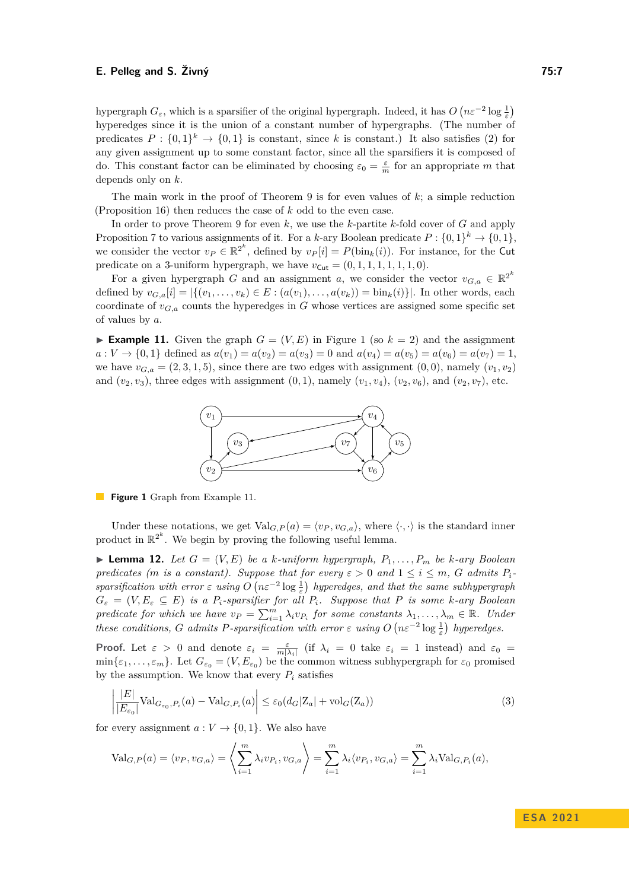hypergraph $G_\varepsilon$, which is a sparsifier of the original hypergraph. Indeed, it has $O\left(n\varepsilon^{-2}\log\frac{1}{\varepsilon}\right)$ hyperedges since it is the union of a constant number of hypergraphs. (The number of predicates $P : \{0,1\}^k \to \{0,1\}$ is constant, since $k$ is constant.) It also satisfies (2) for any given assignment up to some constant factor, since all the sparsifiers it is composed of do. This constant factor can be eliminated by choosing $\varepsilon_0 = \frac{\varepsilon}{m}$ for an appropriate $m$ that depends only on $k$.

The main work in the proof of Theorem 9 is for even values of $k$; a simple reduction (Proposition 16) then reduces the case of $k$ odd to the even case.

In order to prove Theorem 9 for even $k$, we use the $k$-partite $k$-fold cover of $G$ and apply Proposition 7 to various assignments of it. For a $k$-ary Boolean predicate $P : \{0,1\}^k \to \{0,1\}$, we consider the vector $v_P \in \mathbb{R}^{2^k}$, defined by $v_P[i] = P(\text{bin}_k(i))$. For instance, for the $\mathsf{Cut}$ predicate on a 3-uniform hypergraph, we have $v_{\mathsf{Cut}} = (0,1,1,1,1,1,1,0)$.

For a given hypergraph $G$ and an assignment $a$, we consider the vector $v_{G,a} \in \mathbb{R}^{2^k}$ defined by $v_{G,a}[i] = |\{(v_1,\ldots,v_k) \in E : (a(v_1),\ldots,a(v_k)) = \text{bin}_k(i)\}|$. In other words, each coordinate of $v_{G,a}$ counts the hyperedges in $G$ whose vertices are assigned some specific set of values by $a$.

▶ **Example 11.** Given the graph $G = (V,E)$ in Figure 1 (so $k = 2$) and the assignment $a : V \to \{0,1\}$ defined as $a(v_1) = a(v_2) = a(v_3) = 0$ and $a(v_4) = a(v_5) = a(v_6) = a(v_7) = 1$, we have $v_{G,a} = (2,3,1,5)$, since there are two edges with assignment $(0,0)$, namely $(v_1,v_2)$ and $(v_2,v_3)$, three edges with assignment $(0,1)$, namely $(v_1,v_4)$, $(v_2,v_6)$, and $(v_2,v_7)$, etc.

**Figure 1** Graph from Example 11.

Under these notations, we get $\text{Val}_{G,P}(a) = \langle v_P, v_{G,a}\rangle$, where $\langle\cdot,\cdot\rangle$ is the standard inner product in $\mathbb{R}^{2^k}$. We begin by proving the following useful lemma.

▶ **Lemma 12.** *Let $G = (V,E)$ be a $k$-uniform hypergraph, $P_1,\ldots,P_m$ be $k$-ary Boolean predicates ($m$ is a constant). Suppose that for every $\varepsilon > 0$ and $1 \le i \le m$, $G$ admits $P_i$-sparsification with error $\varepsilon$ using $O\left(n\varepsilon^{-2}\log\frac{1}{\varepsilon}\right)$ hyperedges, and that the same subhypergraph $G_\varepsilon = (V, E_\varepsilon \subseteq E)$ is a $P_i$-sparsifier for all $P_i$. Suppose that $P$ is some $k$-ary Boolean predicate for which we have $v_P = \sum_{i=1}^m \lambda_i v_{P_i}$ for some constants $\lambda_1,\ldots,\lambda_m \in \mathbb{R}$. Under these conditions, $G$ admits $P$-sparsification with error $\varepsilon$ using $O\left(n\varepsilon^{-2}\log\frac{1}{\varepsilon}\right)$ hyperedges.*

**Proof.** Let $\varepsilon > 0$ and denote $\varepsilon_i = \frac{\varepsilon}{m|\lambda_i|}$ (if $\lambda_i = 0$ take $\varepsilon_i = 1$ instead) and $\varepsilon_0 = \min\{\varepsilon_1,\ldots,\varepsilon_m\}$. Let $G_{\varepsilon_0} = (V, E_{\varepsilon_0})$ be the common witness subhypergraph for $\varepsilon_0$ promised by the assumption. We know that every $P_i$ satisfies

$$\left|\frac{|E|}{|E_{\varepsilon_0}|}\text{Val}_{G_{\varepsilon_0},P_i}(a) - \text{Val}_{G,P_i}(a)\right| \le \varepsilon_0(d_G|\text{Z}_a| + \text{vol}_G(\text{Z}_a)) \tag{3}$$

for every assignment $a : V \to \{0,1\}$. We also have

$$\text{Val}_{G,P}(a) = \langle v_P, v_{G,a}\rangle = \left\langle \sum_{i=1}^m \lambda_i v_{P_i}, v_{G,a}\right\rangle = \sum_{i=1}^m \lambda_i\langle v_{P_i}, v_{G,a}\rangle = \sum_{i=1}^m \lambda_i \text{Val}_{G,P_i}(a),$$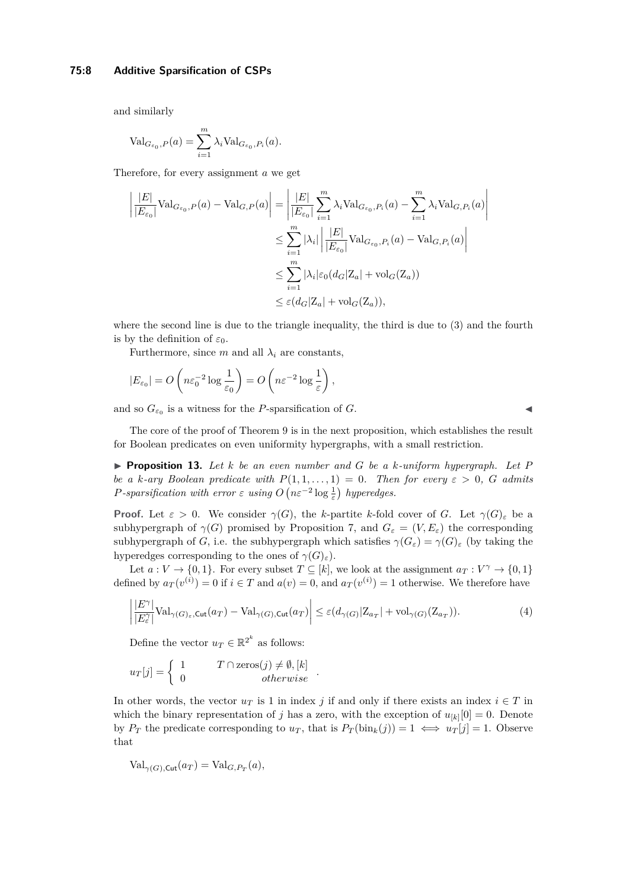and similarly

$$\mathrm{Val}_{G_{\varepsilon_0},P}(a) = \sum_{i=1}^{m} \lambda_i \mathrm{Val}_{G_{\varepsilon_0},P_i}(a).$$

Therefore, for every assignment $a$ we get

$$\begin{aligned}
\left| \frac{|E|}{|E_{\varepsilon_0}|}\mathrm{Val}_{G_{\varepsilon_0},P}(a) - \mathrm{Val}_{G,P}(a) \right| &= \left| \frac{|E|}{|E_{\varepsilon_0}|}\sum_{i=1}^{m} \lambda_i \mathrm{Val}_{G_{\varepsilon_0},P_i}(a) - \sum_{i=1}^{m} \lambda_i \mathrm{Val}_{G,P_i}(a) \right| \\
&\leq \sum_{i=1}^{m} |\lambda_i| \left| \frac{|E|}{|E_{\varepsilon_0}|}\mathrm{Val}_{G_{\varepsilon_0},P_i}(a) - \mathrm{Val}_{G,P_i}(a) \right| \\
&\leq \sum_{i=1}^{m} |\lambda_i| \varepsilon_0 (d_G |\mathrm{Z}_a| + \mathrm{vol}_G(\mathrm{Z}_a)) \\
&\leq \varepsilon (d_G |\mathrm{Z}_a| + \mathrm{vol}_G(\mathrm{Z}_a)),
\end{aligned}$$

where the second line is due to the triangle inequality, the third is due to (3) and the fourth is by the definition of $\varepsilon_0$.

Furthermore, since $m$ and all $\lambda_i$ are constants,

$$|E_{\varepsilon_0}| = O\left(n\varepsilon_0^{-2}\log\frac{1}{\varepsilon_0}\right) = O\left(n\varepsilon^{-2}\log\frac{1}{\varepsilon}\right),$$

and so $G_{\varepsilon_0}$ is a witness for the $P$-sparsification of $G$. ◀

The core of the proof of Theorem 9 is in the next proposition, which establishes the result for Boolean predicates on even uniformity hypergraphs, with a small restriction.

▶ **Proposition 13.** *Let $k$ be an even number and $G$ be a $k$-uniform hypergraph. Let $P$ be a $k$-ary Boolean predicate with $P(1, 1, \ldots, 1) = 0$. Then for every $\varepsilon > 0$, $G$ admits $P$-sparsification with error $\varepsilon$ using $O\left(n\varepsilon^{-2}\log\frac{1}{\varepsilon}\right)$ hyperedges.*

**Proof.** Let $\varepsilon > 0$. We consider $\gamma(G)$, the $k$-partite $k$-fold cover of $G$. Let $\gamma(G)_\varepsilon$ be a subhypergraph of $\gamma(G)$ promised by Proposition 7, and $G_\varepsilon = (V, E_\varepsilon)$ the corresponding subhypergraph of $G$, i.e. the subhypergraph which satisfies $\gamma(G_\varepsilon) = \gamma(G)_\varepsilon$ (by taking the hyperedges corresponding to the ones of $\gamma(G)_\varepsilon$).

Let $a : V \to \{0, 1\}$. For every subset $T \subseteq [k]$, we look at the assignment $a_T : V^\gamma \to \{0, 1\}$ defined by $a_T(v^{(i)}) = 0$ if $i \in T$ and $a(v) = 0$, and $a_T(v^{(i)}) = 1$ otherwise. We therefore have

$$\left| \frac{|E^\gamma|}{|E^\gamma_\varepsilon|}\mathrm{Val}_{\gamma(G)_\varepsilon,\mathsf{Cut}}(a_T) - \mathrm{Val}_{\gamma(G),\mathsf{Cut}}(a_T) \right| \leq \varepsilon (d_{\gamma(G)}|\mathrm{Z}_{a_T}| + \mathrm{vol}_{\gamma(G)}(\mathrm{Z}_{a_T})). \tag{4}$$

Define the vector $u_T \in \mathbb{R}^{2^k}$ as follows:

$$u_T[j] = \begin{cases} 1 & T \cap \mathrm{zeros}(j) \neq \emptyset, [k] \\ 0 & \textit{otherwise} \end{cases}.$$

In other words, the vector $u_T$ is 1 in index $j$ if and only if there exists an index $i \in T$ in which the binary representation of $j$ has a zero, with the exception of $u_{[k]}[0] = 0$. Denote by $P_T$ the predicate corresponding to $u_T$, that is $P_T(\mathrm{bin}_k(j)) = 1 \iff u_T[j] = 1$. Observe that

$$\mathrm{Val}_{\gamma(G),\mathsf{Cut}}(a_T) = \mathrm{Val}_{G,P_T}(a),$$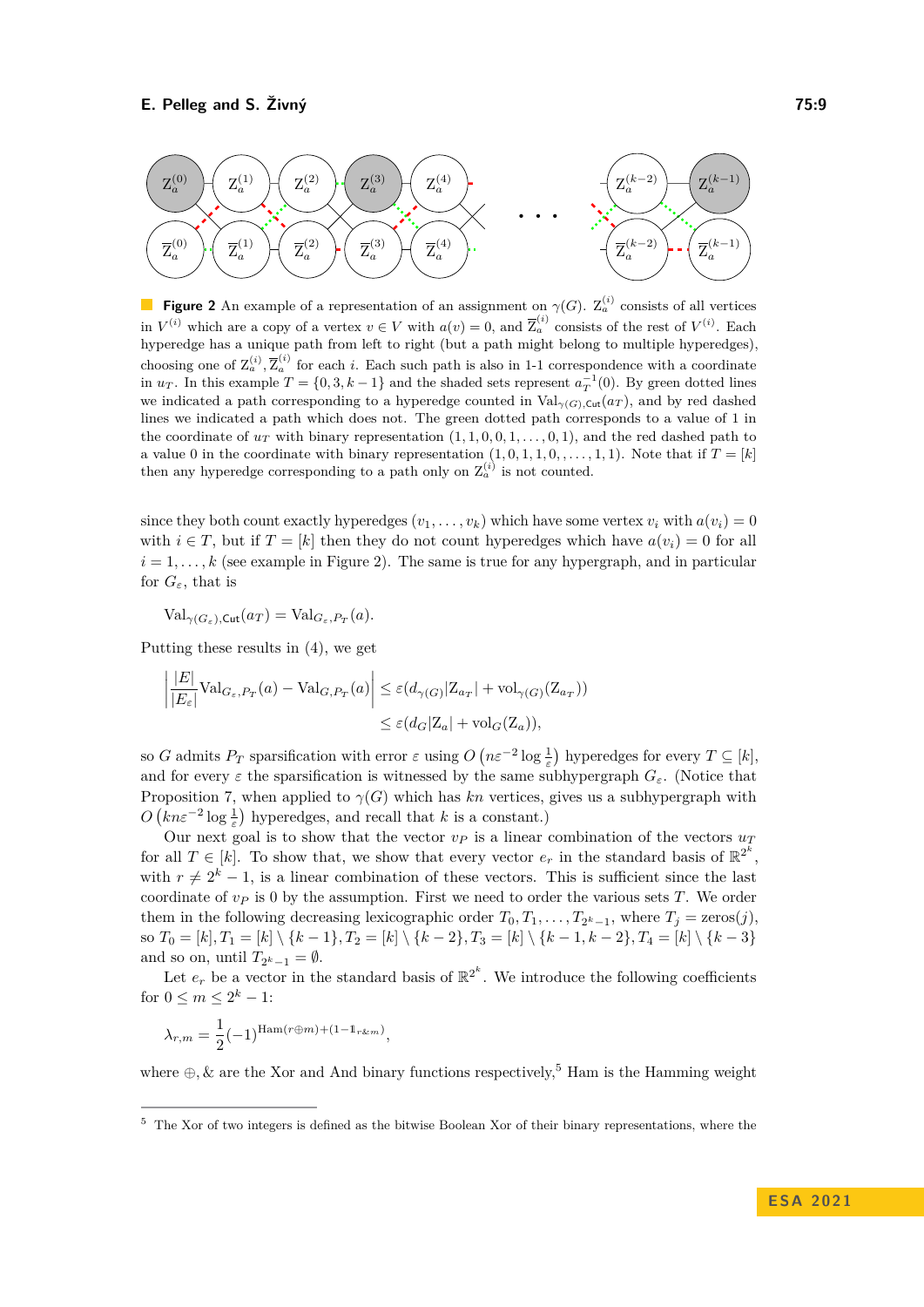**Figure 2** An example of a representation of an assignment on $\gamma(G)$. $\mathrm{Z}_a^{(i)}$ consists of all vertices in $V^{(i)}$ which are a copy of a vertex $v \in V$ with $a(v) = 0$, and $\overline{\mathrm{Z}}_a^{(i)}$ consists of the rest of $V^{(i)}$. Each hyperedge has a unique path from left to right (but a path might belong to multiple hyperedges), choosing one of $\mathrm{Z}_a^{(i)}, \overline{\mathrm{Z}}_a^{(i)}$ for each $i$. Each such path is also in 1-1 correspondence with a coordinate in $u_T$. In this example $T = \{0, 3, k-1\}$ and the shaded sets represent $a_T^{-1}(0)$. By green dotted lines we indicated a path corresponding to a hyperedge counted in $\mathrm{Val}_{\gamma(G),\mathsf{Cut}}(a_T)$, and by red dashed lines we indicated a path which does not. The green dotted path corresponds to a value of 1 in the coordinate of $u_T$ with binary representation $(1, 1, 0, 0, 1, \ldots, 0, 1)$, and the red dashed path to a value 0 in the coordinate with binary representation $(1, 0, 1, 1, 0, \ldots, 1, 1)$. Note that if $T = [k]$ then any hyperedge corresponding to a path only on $\mathrm{Z}_a^{(i)}$ is not counted.

since they both count exactly hyperedges $(v_1, \ldots, v_k)$ which have some vertex $v_i$ with $a(v_i) = 0$ with $i \in T$, but if $T = [k]$ then they do not count hyperedges which have $a(v_i) = 0$ for all $i = 1, \ldots, k$ (see example in Figure 2). The same is true for any hypergraph, and in particular for $G_\varepsilon$, that is

$$\mathrm{Val}_{\gamma(G_\varepsilon),\mathsf{Cut}}(a_T) = \mathrm{Val}_{G_\varepsilon,P_T}(a).$$

Putting these results in (4), we get

$$\begin{aligned}\left|\frac{|E|}{|E_\varepsilon|}\mathrm{Val}_{G_\varepsilon,P_T}(a) - \mathrm{Val}_{G,P_T}(a)\right| &\leq \varepsilon(d_{\gamma(G)}|\mathrm{Z}_{a_T}| + \mathrm{vol}_{\gamma(G)}(\mathrm{Z}_{a_T})) \\ &\leq \varepsilon(d_G|\mathrm{Z}_a| + \mathrm{vol}_G(\mathrm{Z}_a)),\end{aligned}$$

so $G$ admits $P_T$ sparsification with error $\varepsilon$ using $O\left(n\varepsilon^{-2}\log\frac{1}{\varepsilon}\right)$ hyperedges for every $T \subseteq [k]$, and for every $\varepsilon$ the sparsification is witnessed by the same subhypergraph $G_\varepsilon$. (Notice that Proposition 7, when applied to $\gamma(G)$ which has $kn$ vertices, gives us a subhypergraph with $O\left(kn\varepsilon^{-2}\log\frac{1}{\varepsilon}\right)$ hyperedges, and recall that $k$ is a constant.)

Our next goal is to show that the vector $v_P$ is a linear combination of the vectors $u_T$ for all $T \in [k]$. To show that, we show that every vector $e_r$ in the standard basis of $\mathbb{R}^{2^k}$, with $r \neq 2^k - 1$, is a linear combination of these vectors. This is sufficient since the last coordinate of $v_P$ is 0 by the assumption. First we need to order the various sets $T$. We order them in the following decreasing lexicographic order $T_0, T_1, \ldots, T_{2^k-1}$, where $T_j = \mathrm{zeros}(j)$, so $T_0 = [k], T_1 = [k] \setminus \{k-1\}, T_2 = [k] \setminus \{k-2\}, T_3 = [k] \setminus \{k-1, k-2\}, T_4 = [k] \setminus \{k-3\}$ and so on, until $T_{2^k-1} = \emptyset$.

Let $e_r$ be a vector in the standard basis of $\mathbb{R}^{2^k}$. We introduce the following coefficients for $0 \leq m \leq 2^k - 1$:

$$\lambda_{r,m} = \frac{1}{2}(-1)^{\mathrm{Ham}(r \oplus m) + (1 - \mathbb{1}_{r \& m})},$$

where $\oplus, \&$ are the Xor and And binary functions respectively,[5] Ham is the Hamming weight

[5] The Xor of two integers is defined as the bitwise Boolean Xor of their binary representations, where the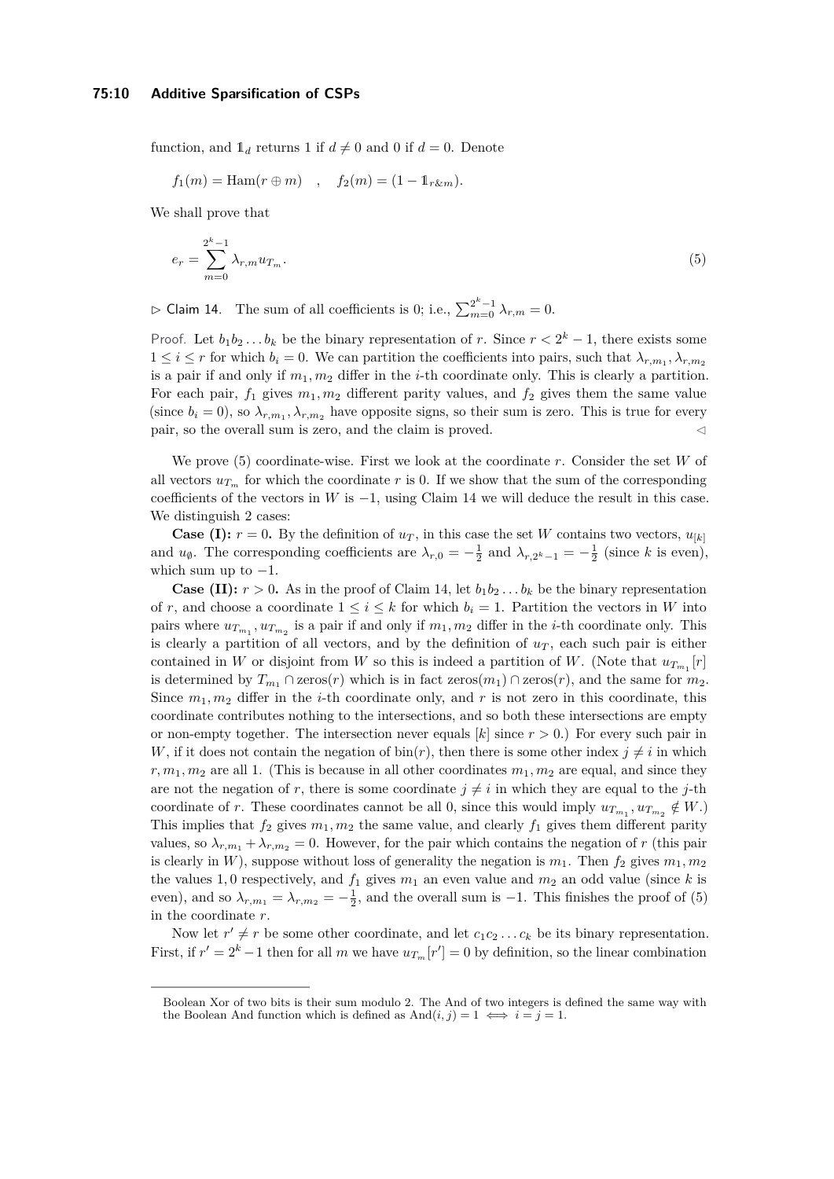function, and $\mathbb{1}_d$ returns 1 if $d \neq 0$ and 0 if $d = 0$. Denote

$$f_1(m) = \text{Ham}(r \oplus m) \quad , \quad f_2(m) = (1 - \mathbb{1}_{r\&m}).$$

We shall prove that

$$e_r = \sum_{m=0}^{2^k-1} \lambda_{r,m} u_{T_m}. \tag{5}$$

▷ Claim 14. The sum of all coefficients is 0; i.e., $\sum_{m=0}^{2^k-1} \lambda_{r,m} = 0$.

*Proof.* Let $b_1 b_2 \ldots b_k$ be the binary representation of $r$. Since $r < 2^k - 1$, there exists some $1 \leq i \leq r$ for which $b_i = 0$. We can partition the coefficients into pairs, such that $\lambda_{r,m_1}, \lambda_{r,m_2}$ is a pair if and only if $m_1, m_2$ differ in the $i$-th coordinate only. This is clearly a partition. For each pair, $f_1$ gives $m_1, m_2$ different parity values, and $f_2$ gives them the same value (since $b_i = 0$), so $\lambda_{r,m_1}, \lambda_{r,m_2}$ have opposite signs, so their sum is zero. This is true for every pair, so the overall sum is zero, and the claim is proved. ◁

We prove (5) coordinate-wise. First we look at the coordinate $r$. Consider the set $W$ of all vectors $u_{T_m}$ for which the coordinate $r$ is 0. If we show that the sum of the corresponding coefficients of the vectors in $W$ is $-1$, using Claim 14 we will deduce the result in this case. We distinguish 2 cases:

**Case (I):** $r = 0$**.** By the definition of $u_T$, in this case the set $W$ contains two vectors, $u_{[k]}$ and $u_\emptyset$. The corresponding coefficients are $\lambda_{r,0} = -\frac{1}{2}$ and $\lambda_{r,2^k-1} = -\frac{1}{2}$ (since $k$ is even), which sum up to $-1$.

**Case (II):** $r > 0$**.** As in the proof of Claim 14, let $b_1 b_2 \ldots b_k$ be the binary representation of $r$, and choose a coordinate $1 \leq i \leq k$ for which $b_i = 1$. Partition the vectors in $W$ into pairs where $u_{T_{m_1}}, u_{T_{m_2}}$ is a pair if and only if $m_1, m_2$ differ in the $i$-th coordinate only. This is clearly a partition of all vectors, and by the definition of $u_T$, each such pair is either contained in $W$ or disjoint from $W$ so this is indeed a partition of $W$. (Note that $u_{T_{m_1}}[r]$ is determined by $T_{m_1} \cap \text{zeros}(r)$ which is in fact $\text{zeros}(m_1) \cap \text{zeros}(r)$, and the same for $m_2$. Since $m_1, m_2$ differ in the $i$-th coordinate only, and $r$ is not zero in this coordinate, this coordinate contributes nothing to the intersections, and so both these intersections are empty or non-empty together. The intersection never equals $[k]$ since $r > 0$.) For every such pair in $W$, if it does not contain the negation of $\text{bin}(r)$, then there is some other index $j \neq i$ in which $r, m_1, m_2$ are all 1. (This is because in all other coordinates $m_1, m_2$ are equal, and since they are not the negation of $r$, there is some coordinate $j \neq i$ in which they are equal to the $j$-th coordinate of $r$. These coordinates cannot be all 0, since this would imply $u_{T_{m_1}}, u_{T_{m_2}} \notin W$.) This implies that $f_2$ gives $m_1, m_2$ the same value, and clearly $f_1$ gives them different parity values, so $\lambda_{r,m_1} + \lambda_{r,m_2} = 0$. However, for the pair which contains the negation of $r$ (this pair is clearly in $W$), suppose without loss of generality the negation is $m_1$. Then $f_2$ gives $m_1, m_2$ the values $1, 0$ respectively, and $f_1$ gives $m_1$ an even value and $m_2$ an odd value (since $k$ is even), and so $\lambda_{r,m_1} = \lambda_{r,m_2} = -\frac{1}{2}$, and the overall sum is $-1$. This finishes the proof of (5) in the coordinate $r$.

Now let $r' \neq r$ be some other coordinate, and let $c_1 c_2 \ldots c_k$ be its binary representation. First, if $r' = 2^k - 1$ then for all $m$ we have $u_{T_m}[r'] = 0$ by definition, so the linear combination

---

Boolean Xor of two bits is their sum modulo 2. The And of two integers is defined the same way with the Boolean And function which is defined as $\text{And}(i, j) = 1 \iff i = j = 1$.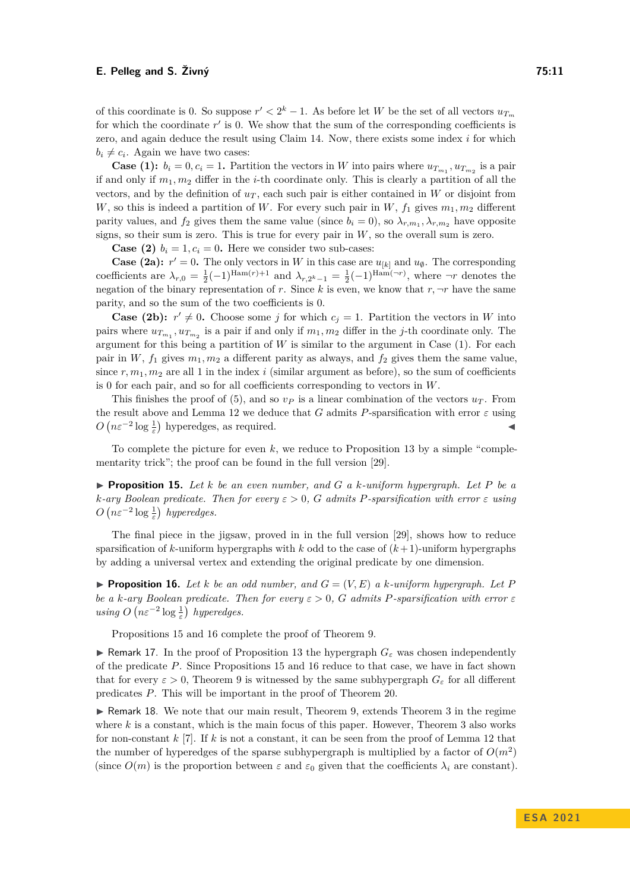of this coordinate is 0. So suppose $r' < 2^k - 1$. As before let $W$ be the set of all vectors $u_{T_m}$ for which the coordinate $r'$ is 0. We show that the sum of the corresponding coefficients is zero, and again deduce the result using Claim 14. Now, there exists some index $i$ for which $b_i \neq c_i$. Again we have two cases:

**Case (1):** $b_i = 0, c_i = 1$**.** Partition the vectors in $W$ into pairs where $u_{T_{m_1}}, u_{T_{m_2}}$ is a pair if and only if $m_1, m_2$ differ in the $i$-th coordinate only. This is clearly a partition of all the vectors, and by the definition of $u_T$, each such pair is either contained in $W$ or disjoint from $W$, so this is indeed a partition of $W$. For every such pair in $W$, $f_1$ gives $m_1, m_2$ different parity values, and $f_2$ gives the same value (since $b_i = 0$), so $\lambda_{r,m_1}, \lambda_{r,m_2}$ have opposite signs, so their sum is zero. This is true for every pair in $W$, so the overall sum is zero.

**Case (2)** $b_i = 1, c_i = 0$**.** Here we consider two sub-cases:

**Case (2a):** $r' = 0$**.** The only vectors in $W$ in this case are $u_{[k]}$ and $u_\emptyset$. The corresponding coefficients are $\lambda_{r,0} = \frac{1}{2}(-1)^{\text{Ham}(r)+1}$ and $\lambda_{r,2^k-1} = \frac{1}{2}(-1)^{\text{Ham}(\neg r)}$, where $\neg r$ denotes the negation of the binary representation of $r$. Since $k$ is even, we know that $r, \neg r$ have the same parity, and so the sum of the two coefficients is 0.

**Case (2b):** $r' \neq 0$**.** Choose some $j$ for which $c_j = 1$. Partition the vectors in $W$ into pairs where $u_{T_{m_1}}, u_{T_{m_2}}$ is a pair if and only if $m_1, m_2$ differ in the $j$-th coordinate only. The argument for this being a partition of $W$ is similar to the argument in Case (1). For each pair in $W$, $f_1$ gives $m_1, m_2$ a different parity as always, and $f_2$ gives them the same value, since $r, m_1, m_2$ are all 1 in the index $i$ (similar argument as before), so the sum of coefficients is 0 for each pair, and so for all coefficients corresponding to vectors in $W$.

This finishes the proof of (5), and so $v_P$ is a linear combination of the vectors $u_T$. From the result above and Lemma 12 we deduce that $G$ admits $P$-sparsification with error $\varepsilon$ using $O\left(n\varepsilon^{-2}\log\frac{1}{\varepsilon}\right)$ hyperedges, as required. ◀

To complete the picture for even $k$, we reduce to Proposition 13 by a simple "complementarity trick"; the proof can be found in the full version [29].

▶ **Proposition 15.** *Let $k$ be an even number, and $G$ a $k$-uniform hypergraph. Let $P$ be a $k$-ary Boolean predicate. Then for every $\varepsilon > 0$, $G$ admits $P$-sparsification with error $\varepsilon$ using $O\left(n\varepsilon^{-2}\log\frac{1}{\varepsilon}\right)$ hyperedges.*

The final piece in the jigsaw, proved in in the full version [29], shows how to reduce sparsification of $k$-uniform hypergraphs with $k$ odd to the case of $(k+1)$-uniform hypergraphs by adding a universal vertex and extending the original predicate by one dimension.

▶ **Proposition 16.** *Let $k$ be an odd number, and $G = (V, E)$ a $k$-uniform hypergraph. Let $P$ be a $k$-ary Boolean predicate. Then for every $\varepsilon > 0$, $G$ admits $P$-sparsification with error $\varepsilon$ using $O\left(n\varepsilon^{-2}\log\frac{1}{\varepsilon}\right)$ hyperedges.*

Propositions 15 and 16 complete the proof of Theorem 9.

▶ Remark 17. In the proof of Proposition 13 the hypergraph $G_\varepsilon$ was chosen independently of the predicate $P$. Since Propositions 15 and 16 reduce to that case, we have in fact shown that for every $\varepsilon > 0$, Theorem 9 is witnessed by the same subhypergraph $G_\varepsilon$ for all different predicates $P$. This will be important in the proof of Theorem 20.

▶ Remark 18. We note that our main result, Theorem 9, extends Theorem 3 in the regime where $k$ is a constant, which is the main focus of this paper. However, Theorem 3 also works for non-constant $k$ [7]. If $k$ is not a constant, it can be seen from the proof of Lemma 12 that the number of hyperedges of the sparse subhypergraph is multiplied by a factor of $O(m^2)$ (since $O(m)$ is the proportion between $\varepsilon$ and $\varepsilon_0$ given that the coefficients $\lambda_i$ are constant).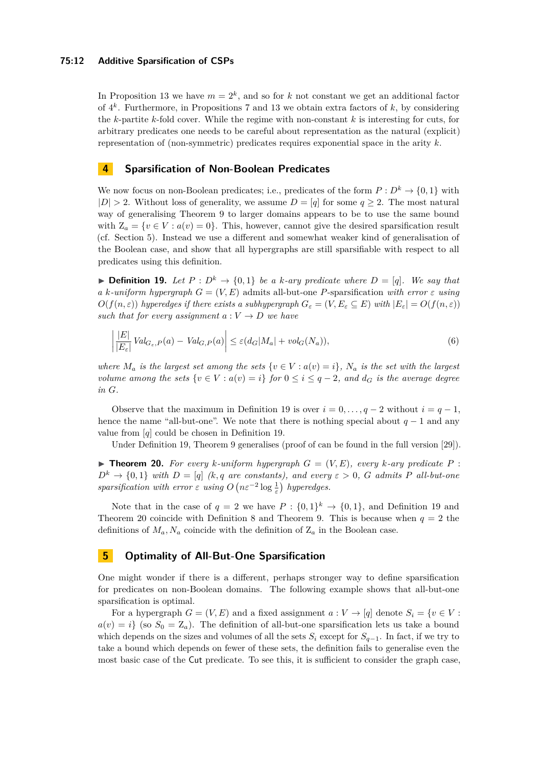In Proposition 13 we have $m = 2^k$, and so for $k$ not constant we get an additional factor of $4^k$. Furthermore, in Propositions 7 and 13 we obtain extra factors of $k$, by considering the $k$-partite $k$-fold cover. While the regime with non-constant $k$ is interesting for cuts, for arbitrary predicates one needs to be careful about representation as the natural (explicit) representation of (non-symmetric) predicates requires exponential space in the arity $k$.

## 4 Sparsification of Non-Boolean Predicates

We now focus on non-Boolean predicates; i.e., predicates of the form $P : D^k \to \{0,1\}$ with $|D| > 2$. Without loss of generality, we assume $D = [q]$ for some $q \geq 2$. The most natural way of generalising Theorem 9 to larger domains appears to be to use the same bound with $Z_a = \{v \in V : a(v) = 0\}$. This, however, cannot give the desired sparsification result (cf. Section 5). Instead we use a different and somewhat weaker kind of generalisation of the Boolean case, and show that all hypergraphs are still sparsifiable with respect to all predicates using this definition.

▶ **Definition 19.** *Let $P : D^k \to \{0,1\}$ be a $k$-ary predicate where $D = [q]$. We say that a $k$-uniform hypergraph $G = (V, E)$ admits all-but-one $P$-sparsification with error $\varepsilon$ using $O(f(n,\varepsilon))$ hyperedges if there exists a subhypergraph $G_\varepsilon = (V, E_\varepsilon \subseteq E)$ with $|E_\varepsilon| = O(f(n,\varepsilon))$ such that for every assignment $a : V \to D$ we have*

$$\left| \frac{|E|}{|E_\varepsilon|} \mathit{Val}_{G_\varepsilon,P}(a) - \mathit{Val}_{G,P}(a) \right| \leq \varepsilon(d_G|M_a| + vol_G(N_a)), \tag{6}$$

*where $M_a$ is the largest set among the sets $\{v \in V : a(v) = i\}$, $N_a$ is the set with the largest volume among the sets $\{v \in V : a(v) = i\}$ for $0 \leq i \leq q-2$, and $d_G$ is the average degree in $G$.*

Observe that the maximum in Definition 19 is over $i = 0, \ldots, q-2$ without $i = q-1$, hence the name "all-but-one". We note that there is nothing special about $q-1$ and any value from $[q]$ could be chosen in Definition 19.

Under Definition 19, Theorem 9 generalises (proof of can be found in the full version [29]).

▶ **Theorem 20.** *For every $k$-uniform hypergraph $G = (V, E)$, every $k$-ary predicate $P : D^k \to \{0,1\}$ with $D = [q]$ ($k, q$ are constants), and every $\varepsilon > 0$, $G$ admits $P$ all-but-one sparsification with error $\varepsilon$ using $O\left(n\varepsilon^{-2}\log\frac{1}{\varepsilon}\right)$ hyperedges.*

Note that in the case of $q = 2$ we have $P : \{0,1\}^k \to \{0,1\}$, and Definition 19 and Theorem 20 coincide with Definition 8 and Theorem 9. This is because when $q = 2$ the definitions of $M_a, N_a$ coincide with the definition of $Z_a$ in the Boolean case.

## 5 Optimality of All-But-One Sparsification

One might wonder if there is a different, perhaps stronger way to define sparsification for predicates on non-Boolean domains. The following example shows that all-but-one sparsification is optimal.

For a hypergraph $G = (V, E)$ and a fixed assignment $a : V \to [q]$ denote $S_i = \{v \in V : a(v) = i\}$ (so $S_0 = Z_a$). The definition of all-but-one sparsification lets us take a bound which depends on the sizes and volumes of all the sets $S_i$ except for $S_{q-1}$. In fact, if we try to take a bound which depends on fewer of these sets, the definition fails to generalise even the most basic case of the Cut predicate. To see this, it is sufficient to consider the graph case,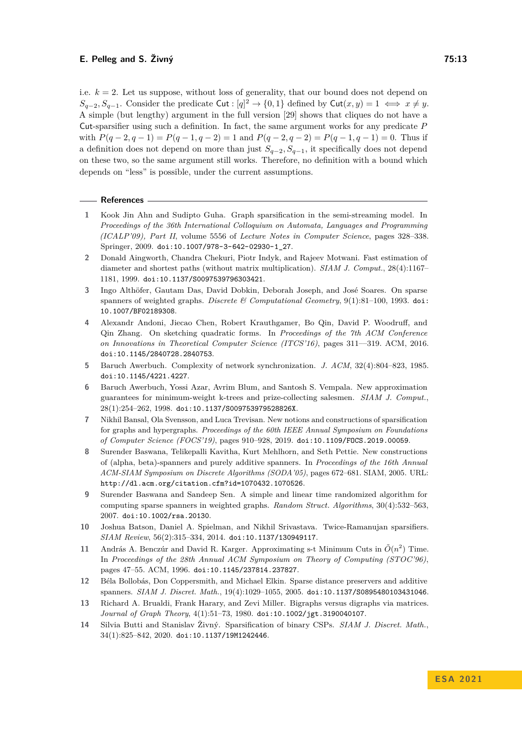i.e. $k = 2$. Let us suppose, without loss of generality, that our bound does not depend on $S_{q-2}, S_{q-1}$. Consider the predicate $\mathsf{Cut} : [q]^2 \to \{0,1\}$ defined by $\mathsf{Cut}(x,y) = 1 \iff x \neq y$. A simple (but lengthy) argument in the full version [29] shows that cliques do not have a Cut-sparsifier using such a definition. In fact, the same argument works for any predicate $P$ with $P(q-2, q-1) = P(q-1, q-2) = 1$ and $P(q-2, q-2) = P(q-1, q-1) = 0$. Thus if a definition does not depend on more than just $S_{q-2}, S_{q-1}$, it specifically does not depend on these two, so the same argument still works. Therefore, no definition with a bound which depends on "less" is possible, under the current assumptions.

## References

1. Kook Jin Ahn and Sudipto Guha. Graph sparsification in the semi-streaming model. In *Proceedings of the 36th International Colloquium on Automata, Languages and Programming (ICALP'09), Part II*, volume 5556 of *Lecture Notes in Computer Science*, pages 328–338. Springer, 2009. doi:10.1007/978-3-642-02930-1_27.
2. Donald Aingworth, Chandra Chekuri, Piotr Indyk, and Rajeev Motwani. Fast estimation of diameter and shortest paths (without matrix multiplication). *SIAM J. Comput.*, 28(4):1167–1181, 1999. doi:10.1137/S0097539796303421.
3. Ingo Althöfer, Gautam Das, David Dobkin, Deborah Joseph, and José Soares. On sparse spanners of weighted graphs. *Discrete & Computational Geometry*, 9(1):81–100, 1993. doi:10.1007/BF02189308.
4. Alexandr Andoni, Jiecao Chen, Robert Krauthgamer, Bo Qin, David P. Woodruff, and Qin Zhang. On sketching quadratic forms. In *Proceedings of the 7th ACM Conference on Innovations in Theoretical Computer Science (ITCS'16)*, pages 311—319. ACM, 2016. doi:10.1145/2840728.2840753.
5. Baruch Awerbuch. Complexity of network synchronization. *J. ACM*, 32(4):804–823, 1985. doi:10.1145/4221.4227.
6. Baruch Awerbuch, Yossi Azar, Avrim Blum, and Santosh S. Vempala. New approximation guarantees for minimum-weight k-trees and prize-collecting salesmen. *SIAM J. Comput.*, 28(1):254–262, 1998. doi:10.1137/S009753979528826X.
7. Nikhil Bansal, Ola Svensson, and Luca Trevisan. New notions and constructions of sparsification for graphs and hypergraphs. *Proceedings of the 60th IEEE Annual Symposium on Foundations of Computer Science (FOCS'19)*, pages 910–928, 2019. doi:10.1109/FOCS.2019.00059.
8. Surender Baswana, Telikepalli Kavitha, Kurt Mehlhorn, and Seth Pettie. New constructions of (alpha, beta)-spanners and purely additive spanners. In *Proceedings of the 16th Annual ACM-SIAM Symposium on Discrete Algorithms (SODA'05)*, pages 672–681. SIAM, 2005. URL: http://dl.acm.org/citation.cfm?id=1070432.1070526.
9. Surender Baswana and Sandeep Sen. A simple and linear time randomized algorithm for computing sparse spanners in weighted graphs. *Random Struct. Algorithms*, 30(4):532–563, 2007. doi:10.1002/rsa.20130.
10. Joshua Batson, Daniel A. Spielman, and Nikhil Srivastava. Twice-Ramanujan sparsifiers. *SIAM Review*, 56(2):315–334, 2014. doi:10.1137/130949117.
11. András A. Benczúr and David R. Karger. Approximating s-t Minimum Cuts in $\tilde{O}(n^2)$ Time. In *Proceedings of the 28th Annual ACM Symposium on Theory of Computing (STOC'96)*, pages 47–55. ACM, 1996. doi:10.1145/237814.237827.
12. Béla Bollobás, Don Coppersmith, and Michael Elkin. Sparse distance preservers and additive spanners. *SIAM J. Discret. Math.*, 19(4):1029–1055, 2005. doi:10.1137/S0895480103431046.
13. Richard A. Brualdi, Frank Harary, and Zevi Miller. Bigraphs versus digraphs via matrices. *Journal of Graph Theory*, 4(1):51–73, 1980. doi:10.1002/jgt.3190040107.
14. Silvia Butti and Stanislav Živný. Sparsification of binary CSPs. *SIAM J. Discret. Math.*, 34(1):825–842, 2020. doi:10.1137/19M1242446.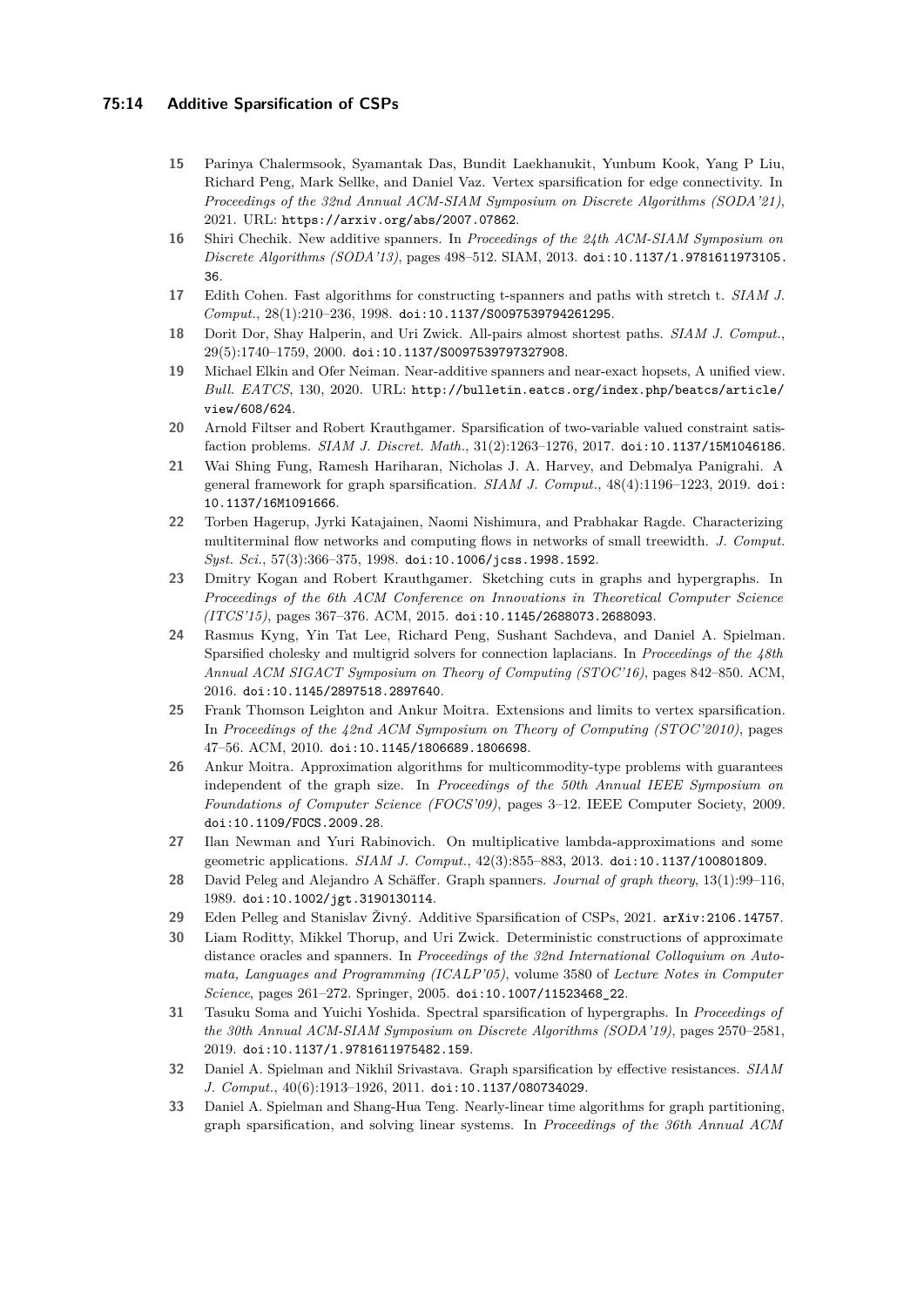15 Parinya Chalermsook, Syamantak Das, Bundit Laekhanukit, Yunbum Kook, Yang P Liu, Richard Peng, Mark Sellke, and Daniel Vaz. Vertex sparsification for edge connectivity. In *Proceedings of the 32nd Annual ACM-SIAM Symposium on Discrete Algorithms (SODA'21)*, 2021. URL: https://arxiv.org/abs/2007.07862.

16 Shiri Chechik. New additive spanners. In *Proceedings of the 24th ACM-SIAM Symposium on Discrete Algorithms (SODA'13)*, pages 498–512. SIAM, 2013. doi:10.1137/1.9781611973105.36.

17 Edith Cohen. Fast algorithms for constructing t-spanners and paths with stretch t. *SIAM J. Comput.*, 28(1):210–236, 1998. doi:10.1137/S0097539794261295.

18 Dorit Dor, Shay Halperin, and Uri Zwick. All-pairs almost shortest paths. *SIAM J. Comput.*, 29(5):1740–1759, 2000. doi:10.1137/S0097539797327908.

19 Michael Elkin and Ofer Neiman. Near-additive spanners and near-exact hopsets, A unified view. *Bull. EATCS*, 130, 2020. URL: http://bulletin.eatcs.org/index.php/beatcs/article/view/608/624.

20 Arnold Filtser and Robert Krauthgamer. Sparsification of two-variable valued constraint satisfaction problems. *SIAM J. Discret. Math.*, 31(2):1263–1276, 2017. doi:10.1137/15M1046186.

21 Wai Shing Fung, Ramesh Hariharan, Nicholas J. A. Harvey, and Debmalya Panigrahi. A general framework for graph sparsification. *SIAM J. Comput.*, 48(4):1196–1223, 2019. doi:10.1137/16M1091666.

22 Torben Hagerup, Jyrki Katajainen, Naomi Nishimura, and Prabhakar Ragde. Characterizing multiterminal flow networks and computing flows in networks of small treewidth. *J. Comput. Syst. Sci.*, 57(3):366–375, 1998. doi:10.1006/jcss.1998.1592.

23 Dmitry Kogan and Robert Krauthgamer. Sketching cuts in graphs and hypergraphs. In *Proceedings of the 6th ACM Conference on Innovations in Theoretical Computer Science (ITCS'15)*, pages 367–376. ACM, 2015. doi:10.1145/2688073.2688093.

24 Rasmus Kyng, Yin Tat Lee, Richard Peng, Sushant Sachdeva, and Daniel A. Spielman. Sparsified cholesky and multigrid solvers for connection laplacians. In *Proceedings of the 48th Annual ACM SIGACT Symposium on Theory of Computing (STOC'16)*, pages 842–850. ACM, 2016. doi:10.1145/2897518.2897640.

25 Frank Thomson Leighton and Ankur Moitra. Extensions and limits to vertex sparsification. In *Proceedings of the 42nd ACM Symposium on Theory of Computing (STOC'2010)*, pages 47–56. ACM, 2010. doi:10.1145/1806689.1806698.

26 Ankur Moitra. Approximation algorithms for multicommodity-type problems with guarantees independent of the graph size. In *Proceedings of the 50th Annual IEEE Symposium on Foundations of Computer Science (FOCS'09)*, pages 3–12. IEEE Computer Society, 2009. doi:10.1109/FOCS.2009.28.

27 Ilan Newman and Yuri Rabinovich. On multiplicative lambda-approximations and some geometric applications. *SIAM J. Comput.*, 42(3):855–883, 2013. doi:10.1137/100801809.

28 David Peleg and Alejandro A Schäffer. Graph spanners. *Journal of graph theory*, 13(1):99–116, 1989. doi:10.1002/jgt.3190130114.

29 Eden Pelleg and Stanislav Živný. Additive Sparsification of CSPs, 2021. arXiv:2106.14757.

30 Liam Roditty, Mikkel Thorup, and Uri Zwick. Deterministic constructions of approximate distance oracles and spanners. In *Proceedings of the 32nd International Colloquium on Automata, Languages and Programming (ICALP'05)*, volume 3580 of *Lecture Notes in Computer Science*, pages 261–272. Springer, 2005. doi:10.1007/11523468_22.

31 Tasuku Soma and Yuichi Yoshida. Spectral sparsification of hypergraphs. In *Proceedings of the 30th Annual ACM-SIAM Symposium on Discrete Algorithms (SODA'19)*, pages 2570–2581, 2019. doi:10.1137/1.9781611975482.159.

32 Daniel A. Spielman and Nikhil Srivastava. Graph sparsification by effective resistances. *SIAM J. Comput.*, 40(6):1913–1926, 2011. doi:10.1137/080734029.

33 Daniel A. Spielman and Shang-Hua Teng. Nearly-linear time algorithms for graph partitioning, graph sparsification, and solving linear systems. In *Proceedings of the 36th Annual ACM*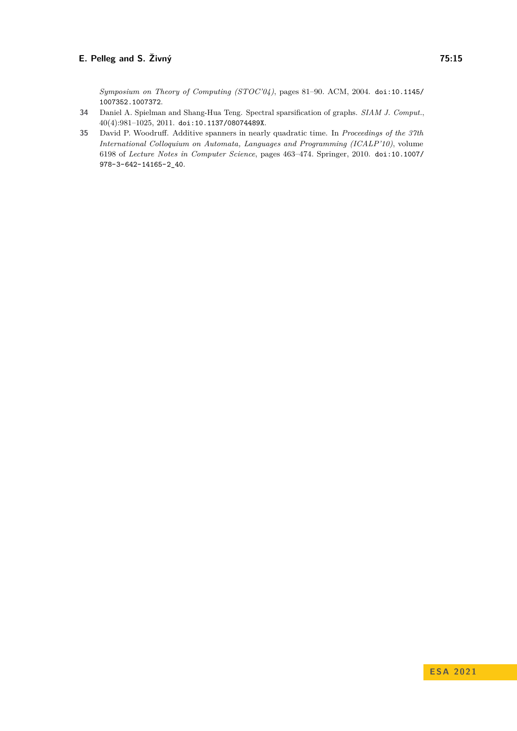*Symposium on Theory of Computing (STOC'04)*, pages 81–90. ACM, 2004. doi:10.1145/1007352.1007372.

**34** Daniel A. Spielman and Shang-Hua Teng. Spectral sparsification of graphs. *SIAM J. Comput.*, 40(4):981–1025, 2011. doi:10.1137/08074489X.

**35** David P. Woodruff. Additive spanners in nearly quadratic time. In *Proceedings of the 37th International Colloquium on Automata, Languages and Programming (ICALP'10)*, volume 6198 of *Lecture Notes in Computer Science*, pages 463–474. Springer, 2010. doi:10.1007/978-3-642-14165-2_40.